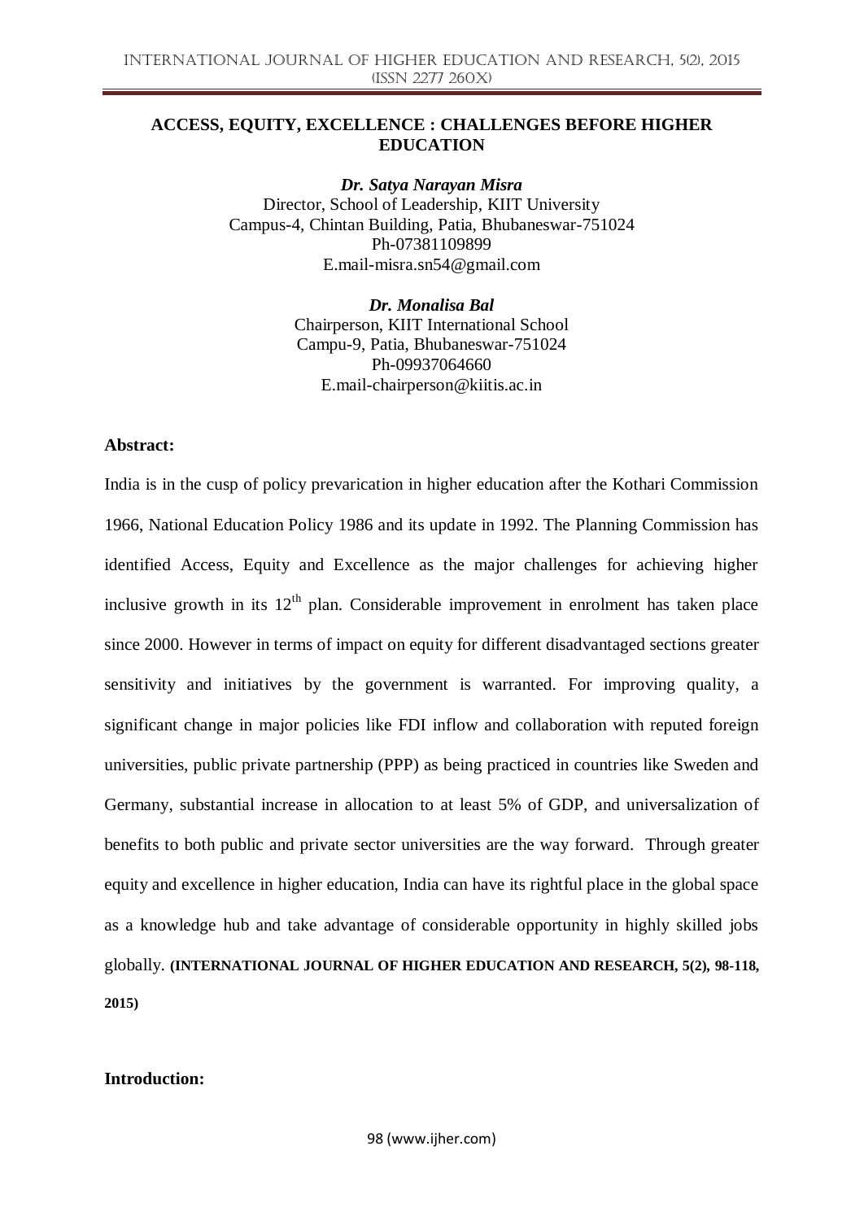# ACCESS, EQUITY, EXCELLENCE : CHALLENGES BEFORE HIGHER EDUCATION

***Dr. Satya Narayan Misra***
Director, School of Leadership, KIIT University
Campus-4, Chintan Building, Patia, Bhubaneswar-751024
Ph-07381109899
E.mail-misra.sn54@gmail.com

***Dr. Monalisa Bal***
Chairperson, KIIT International School
Campu-9, Patia, Bhubaneswar-751024
Ph-09937064660
E.mail-chairperson@kiitis.ac.in

## Abstract:

India is in the cusp of policy prevarication in higher education after the Kothari Commission 1966, National Education Policy 1986 and its update in 1992. The Planning Commission has identified Access, Equity and Excellence as the major challenges for achieving higher inclusive growth in its 12th plan. Considerable improvement in enrolment has taken place since 2000. However in terms of impact on equity for different disadvantaged sections greater sensitivity and initiatives by the government is warranted. For improving quality, a significant change in major policies like FDI inflow and collaboration with reputed foreign universities, public private partnership (PPP) as being practiced in countries like Sweden and Germany, substantial increase in allocation to at least 5% of GDP, and universalization of benefits to both public and private sector universities are the way forward. Through greater equity and excellence in higher education, India can have its rightful place in the global space as a knowledge hub and take advantage of considerable opportunity in highly skilled jobs globally. **(INTERNATIONAL JOURNAL OF HIGHER EDUCATION AND RESEARCH, 5(2), 98-118, 2015)**

## Introduction: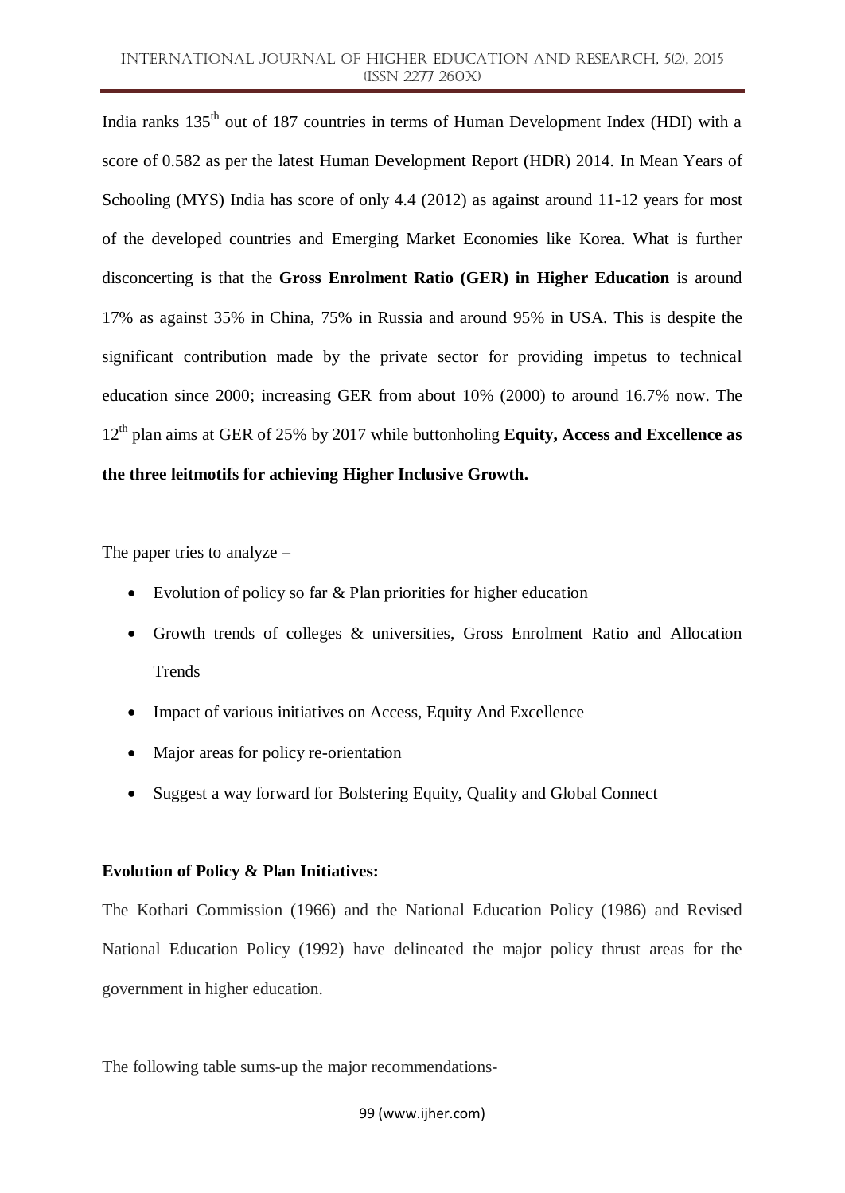India ranks 135th out of 187 countries in terms of Human Development Index (HDI) with a score of 0.582 as per the latest Human Development Report (HDR) 2014. In Mean Years of Schooling (MYS) India has score of only 4.4 (2012) as against around 11-12 years for most of the developed countries and Emerging Market Economies like Korea. What is further disconcerting is that the **Gross Enrolment Ratio (GER) in Higher Education** is around 17% as against 35% in China, 75% in Russia and around 95% in USA. This is despite the significant contribution made by the private sector for providing impetus to technical education since 2000; increasing GER from about 10% (2000) to around 16.7% now. The 12th plan aims at GER of 25% by 2017 while buttonholing **Equity, Access and Excellence as the three leitmotifs for achieving Higher Inclusive Growth.**

The paper tries to analyze –

- Evolution of policy so far & Plan priorities for higher education
- Growth trends of colleges & universities, Gross Enrolment Ratio and Allocation Trends
- Impact of various initiatives on Access, Equity And Excellence
- Major areas for policy re-orientation
- Suggest a way forward for Bolstering Equity, Quality and Global Connect

**Evolution of Policy & Plan Initiatives:**

The Kothari Commission (1966) and the National Education Policy (1986) and Revised National Education Policy (1992) have delineated the major policy thrust areas for the government in higher education.

The following table sums-up the major recommendations-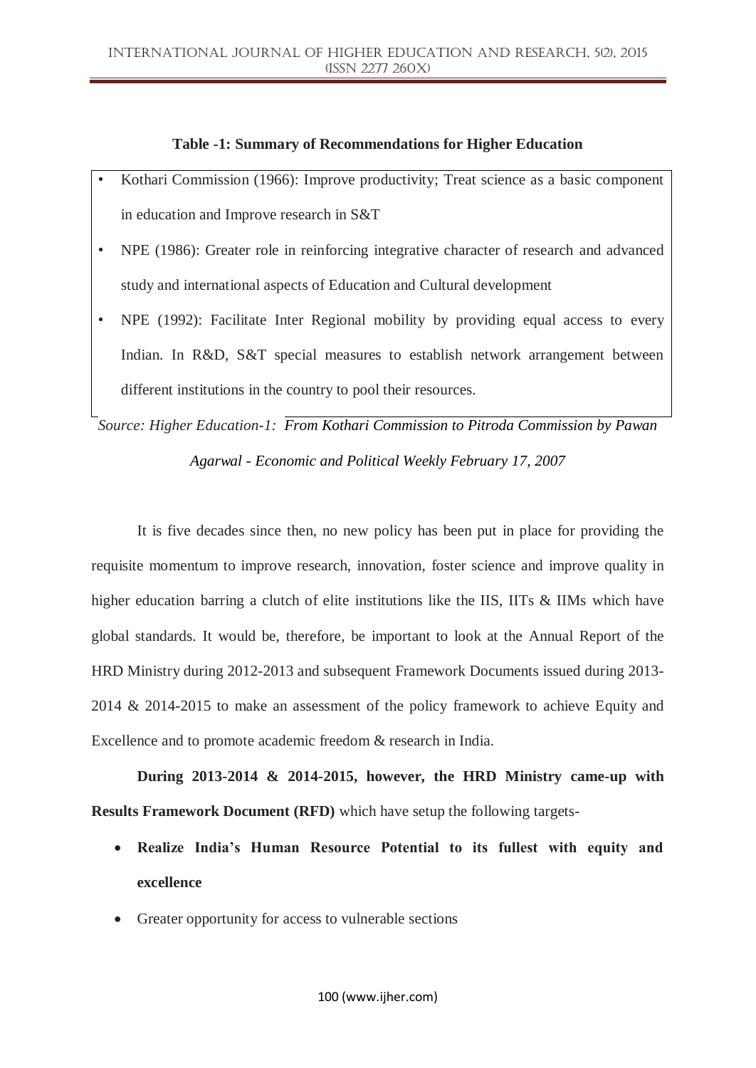**Table -1: Summary of Recommendations for Higher Education**

- Kothari Commission (1966): Improve productivity; Treat science as a basic component in education and Improve research in S&T
- NPE (1986): Greater role in reinforcing integrative character of research and advanced study and international aspects of Education and Cultural development
- NPE (1992): Facilitate Inter Regional mobility by providing equal access to every Indian. In R&D, S&T special measures to establish network arrangement between different institutions in the country to pool their resources.

*Source: Higher Education-1: From Kothari Commission to Pitroda Commission by Pawan Agarwal - Economic and Political Weekly February 17, 2007*

It is five decades since then, no new policy has been put in place for providing the requisite momentum to improve research, innovation, foster science and improve quality in higher education barring a clutch of elite institutions like the IIS, IITs & IIMs which have global standards. It would be, therefore, be important to look at the Annual Report of the HRD Ministry during 2012-2013 and subsequent Framework Documents issued during 2013-2014 & 2014-2015 to make an assessment of the policy framework to achieve Equity and Excellence and to promote academic freedom & research in India.

**During 2013-2014 & 2014-2015, however, the HRD Ministry came-up with Results Framework Document (RFD)** which have setup the following targets-

- **Realize India's Human Resource Potential to its fullest with equity and excellence**
- Greater opportunity for access to vulnerable sections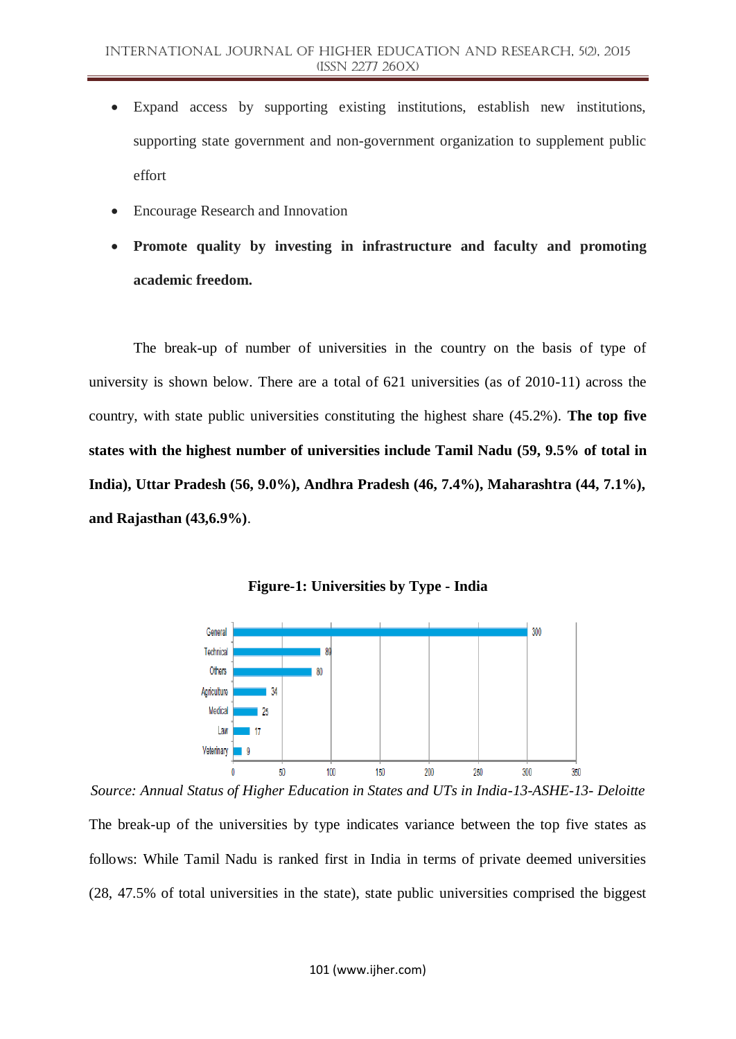- Expand access by supporting existing institutions, establish new institutions, supporting state government and non-government organization to supplement public effort
- Encourage Research and Innovation
- **Promote quality by investing in infrastructure and faculty and promoting academic freedom.**

The break-up of number of universities in the country on the basis of type of university is shown below. There are a total of 621 universities (as of 2010-11) across the country, with state public universities constituting the highest share (45.2%). **The top five states with the highest number of universities include Tamil Nadu (59, 9.5% of total in India), Uttar Pradesh (56, 9.0%), Andhra Pradesh (46, 7.4%), Maharashtra (44, 7.1%), and Rajasthan (43,6.9%)**.

**Figure-1: Universities by Type - India**

| Type | Number |
| --- | --- |
| General | 300 |
| Technical | 89 |
| Others | 80 |
| Agriculture | 34 |
| Medical | 25 |
| Law | 17 |
| Veterinary | 9 |

*Source: Annual Status of Higher Education in States and UTs in India-13-ASHE-13- Deloitte*

The break-up of the universities by type indicates variance between the top five states as follows: While Tamil Nadu is ranked first in India in terms of private deemed universities (28, 47.5% of total universities in the state), state public universities comprised the biggest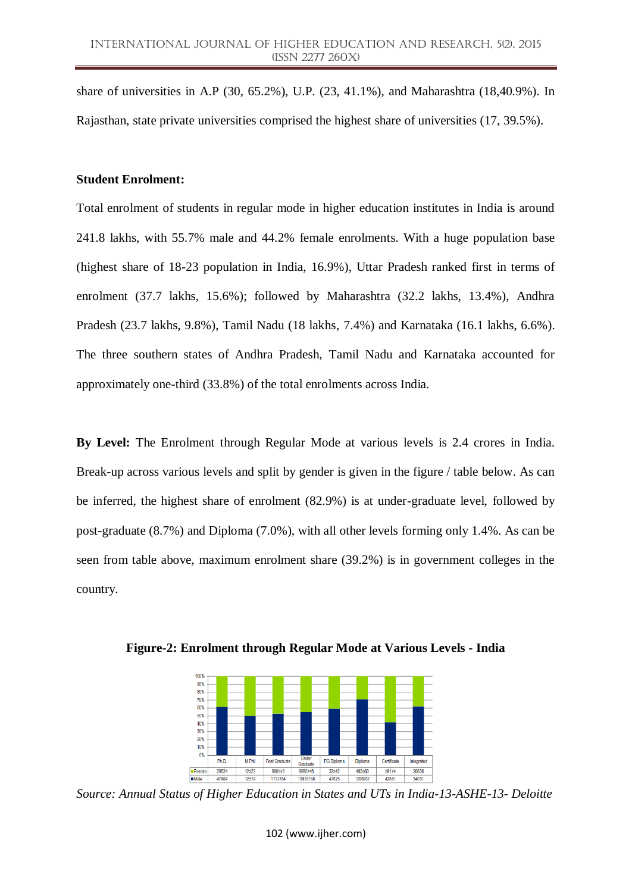share of universities in A.P (30, 65.2%), U.P. (23, 41.1%), and Maharashtra (18,40.9%). In Rajasthan, state private universities comprised the highest share of universities (17, 39.5%).

**Student Enrolment:**

Total enrolment of students in regular mode in higher education institutes in India is around 241.8 lakhs, with 55.7% male and 44.2% female enrolments. With a huge population base (highest share of 18-23 population in India, 16.9%), Uttar Pradesh ranked first in terms of enrolment (37.7 lakhs, 15.6%); followed by Maharashtra (32.2 lakhs, 13.4%), Andhra Pradesh (23.7 lakhs, 9.8%), Tamil Nadu (18 lakhs, 7.4%) and Karnataka (16.1 lakhs, 6.6%). The three southern states of Andhra Pradesh, Tamil Nadu and Karnataka accounted for approximately one-third (33.8%) of the total enrolments across India.

**By Level:** The Enrolment through Regular Mode at various levels is 2.4 crores in India. Break-up across various levels and split by gender is given in the figure / table below. As can be inferred, the highest share of enrolment (82.9%) is at under-graduate level, followed by post-graduate (8.7%) and Diploma (7.0%), with all other levels forming only 1.4%. As can be seen from table above, maximum enrolment share (39.2%) is in government colleges in the country.

**Figure-2: Enrolment through Regular Mode at Various Levels - India**

| | Ph.D. | M.Phil | Post Graduate | Under Graduate | PG Diploma | Diploma | Certificate | Integrated |
|---|---|---|---|---|---|---|---|---|
| Female | 29834 | 12522 | 986570 | 9080748 | 32542 | 483560 | 59174 | 20630 |
| Male | 47964 | 12579 | 1117764 | 10970156 | 47625 | 1206937 | 42651 | 34031 |

*Source: Annual Status of Higher Education in States and UTs in India-13-ASHE-13- Deloitte*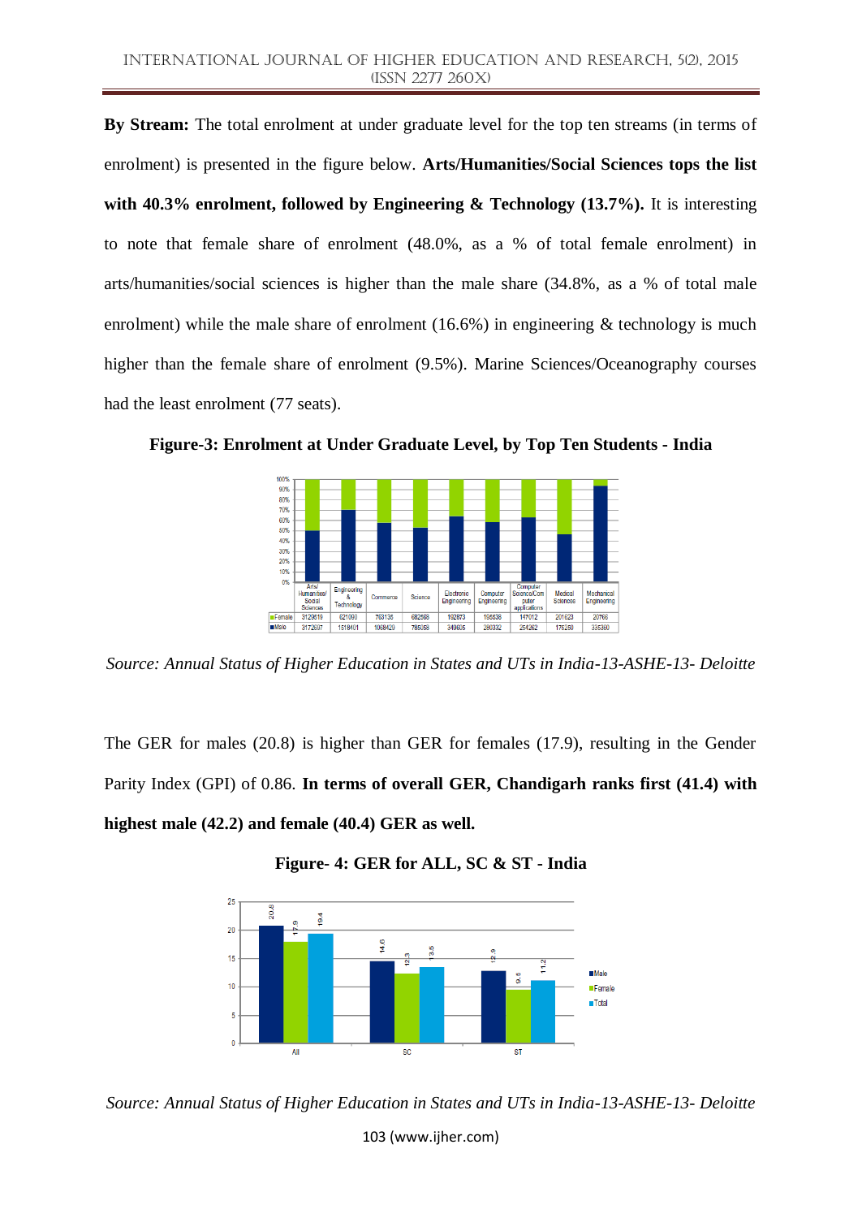**By Stream:** The total enrolment at under graduate level for the top ten streams (in terms of enrolment) is presented in the figure below. **Arts/Humanities/Social Sciences tops the list with 40.3% enrolment, followed by Engineering & Technology (13.7%).** It is interesting to note that female share of enrolment (48.0%, as a % of total female enrolment) in arts/humanities/social sciences is higher than the male share (34.8%, as a % of total male enrolment) while the male share of enrolment (16.6%) in engineering & technology is much higher than the female share of enrolment (9.5%). Marine Sciences/Oceanography courses had the least enrolment (77 seats).

**Figure-3: Enrolment at Under Graduate Level, by Top Ten Students - India**

| | Arts/ Humanities/ Social Sciences | Engineering & Technology | Commerce | Science | Electronic Engineering | Computer Engineering | Computer Science/Computer applications | Medical Sciences | Mechanical Engineering |
|---|---|---|---|---|---|---|---|---|---|
| Female | 3129519 | 621080 | 763135 | 682568 | 102873 | 105538 | 147012 | 201623 | 20766 |
| Male | 3172697 | 1518401 | 1068429 | 785058 | 349605 | 280332 | 254262 | 175250 | 335380 |

*Source: Annual Status of Higher Education in States and UTs in India-13-ASHE-13- Deloitte*

The GER for males (20.8) is higher than GER for females (17.9), resulting in the Gender Parity Index (GPI) of 0.86. **In terms of overall GER, Chandigarh ranks first (41.4) with highest male (42.2) and female (40.4) GER as well.**

**Figure- 4: GER for ALL, SC & ST - India**

| | Male | Female | Total |
|---|---|---|---|
| All | 20.8 | 17.9 | 19.4 |
| SC | 14.6 | 12.3 | 13.5 |
| ST | 12.9 | 9.5 | 11.2 |

*Source: Annual Status of Higher Education in States and UTs in India-13-ASHE-13- Deloitte*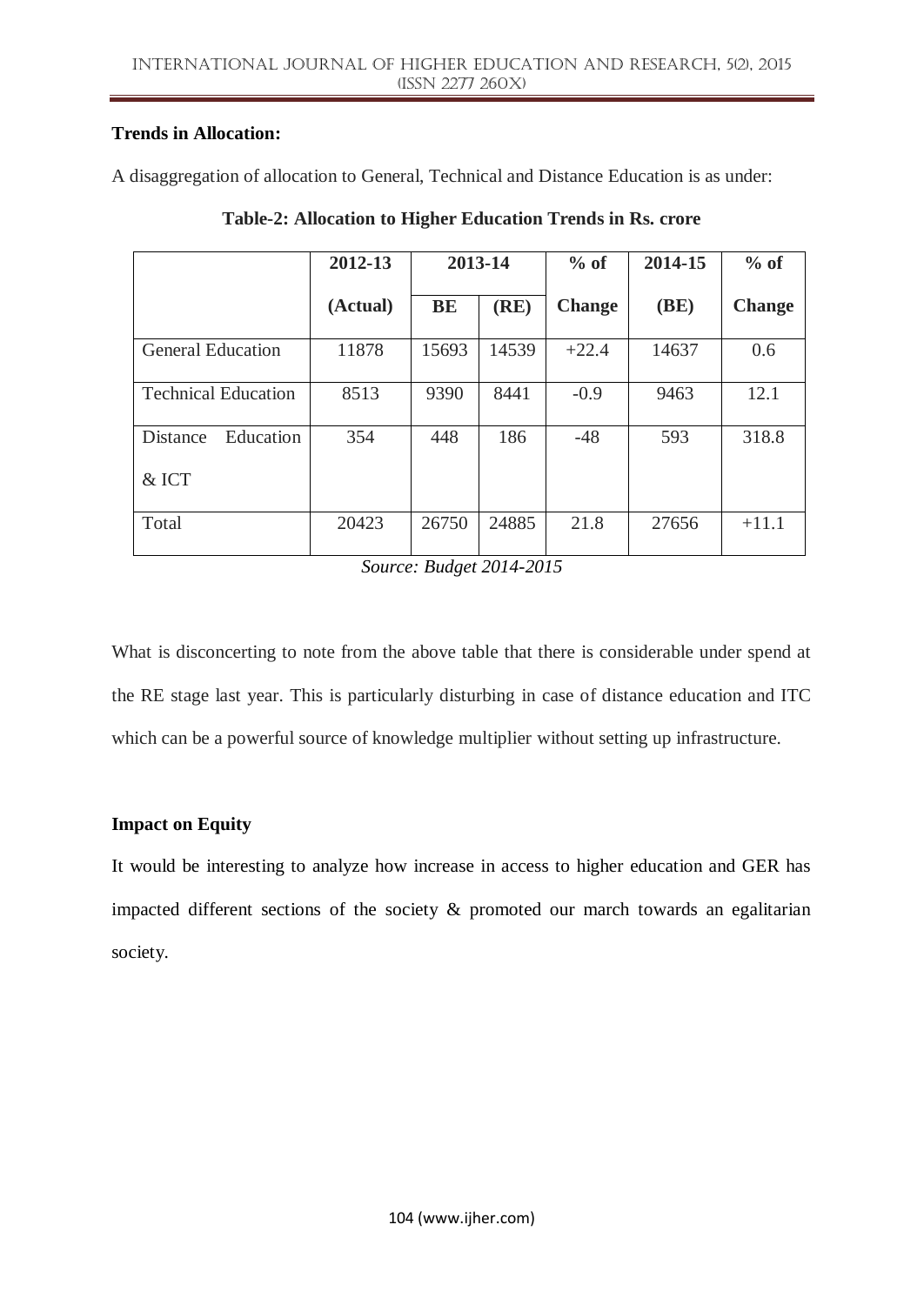**Trends in Allocation:**

A disaggregation of allocation to General, Technical and Distance Education is as under:

**Table-2: Allocation to Higher Education Trends in Rs. crore**

| | 2012-13 | 2013-14 | | % of | 2014-15 | % of |
|---|---|---|---|---|---|---|
| | (Actual) | BE | (RE) | Change | (BE) | Change |
| General Education | 11878 | 15693 | 14539 | +22.4 | 14637 | 0.6 |
| Technical Education | 8513 | 9390 | 8441 | -0.9 | 9463 | 12.1 |
| Distance Education & ICT | 354 | 448 | 186 | -48 | 593 | 318.8 |
| Total | 20423 | 26750 | 24885 | 21.8 | 27656 | +11.1 |

*Source: Budget 2014-2015*

What is disconcerting to note from the above table that there is considerable under spend at the RE stage last year. This is particularly disturbing in case of distance education and ITC which can be a powerful source of knowledge multiplier without setting up infrastructure.

**Impact on Equity**

It would be interesting to analyze how increase in access to higher education and GER has impacted different sections of the society & promoted our march towards an egalitarian society.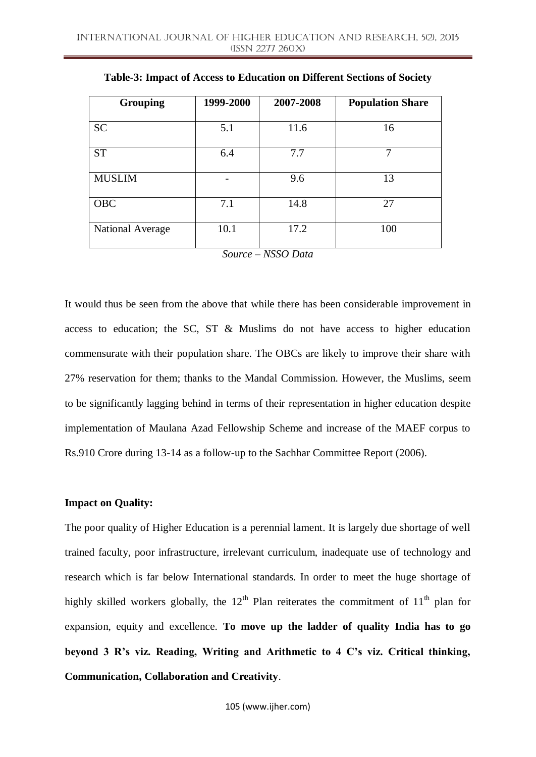**Table-3: Impact of Access to Education on Different Sections of Society**

| Grouping | 1999-2000 | 2007-2008 | Population Share |
|---|---|---|---|
| SC | 5.1 | 11.6 | 16 |
| ST | 6.4 | 7.7 | 7 |
| MUSLIM | - | 9.6 | 13 |
| OBC | 7.1 | 14.8 | 27 |
| National Average | 10.1 | 17.2 | 100 |

*Source – NSSO Data*

It would thus be seen from the above that while there has been considerable improvement in access to education; the SC, ST & Muslims do not have access to higher education commensurate with their population share. The OBCs are likely to improve their share with 27% reservation for them; thanks to the Mandal Commission. However, the Muslims, seem to be significantly lagging behind in terms of their representation in higher education despite implementation of Maulana Azad Fellowship Scheme and increase of the MAEF corpus to Rs.910 Crore during 13-14 as a follow-up to the Sachhar Committee Report (2006).

**Impact on Quality:**

The poor quality of Higher Education is a perennial lament. It is largely due shortage of well trained faculty, poor infrastructure, irrelevant curriculum, inadequate use of technology and research which is far below International standards. In order to meet the huge shortage of highly skilled workers globally, the 12th Plan reiterates the commitment of 11th plan for expansion, equity and excellence. **To move up the ladder of quality India has to go beyond 3 R's viz. Reading, Writing and Arithmetic to 4 C's viz. Critical thinking, Communication, Collaboration and Creativity**.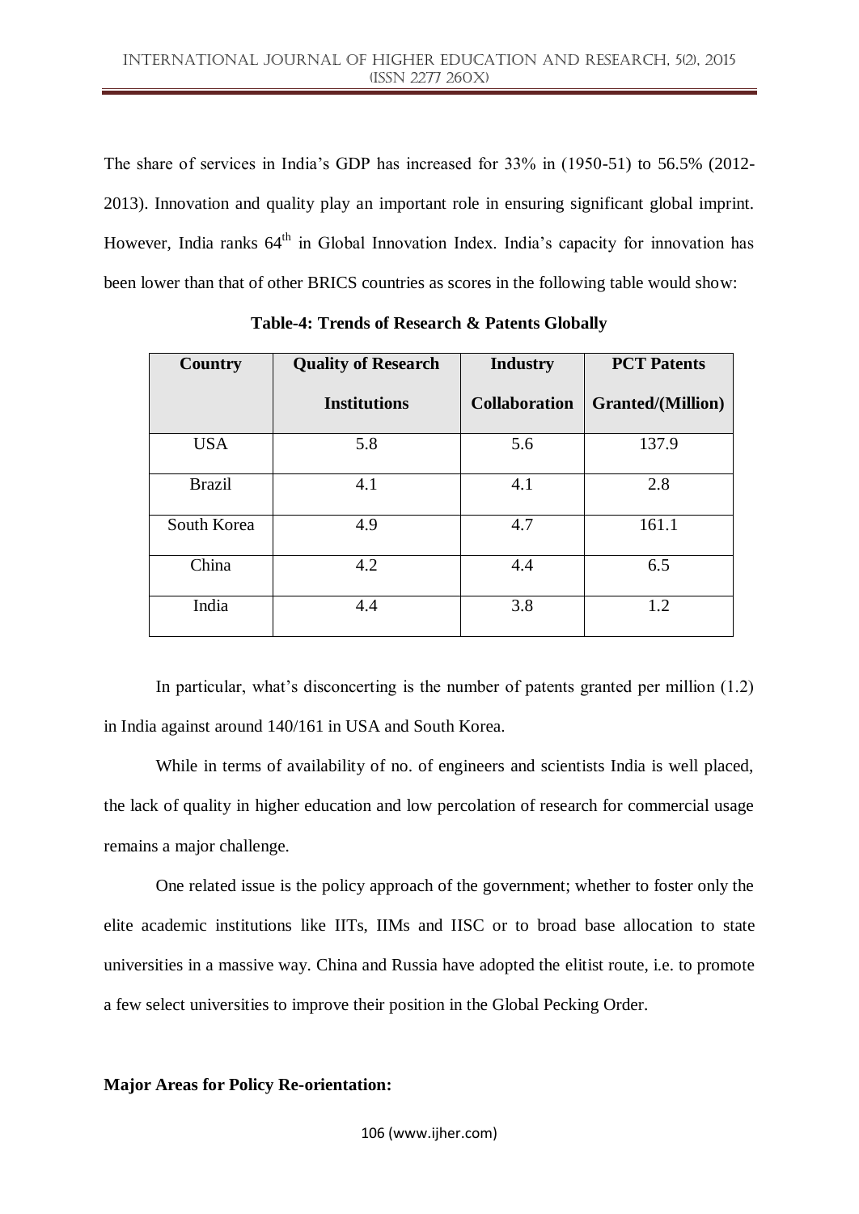The share of services in India's GDP has increased for 33% in (1950-51) to 56.5% (2012-2013). Innovation and quality play an important role in ensuring significant global imprint. However, India ranks 64[th] in Global Innovation Index. India's capacity for innovation has been lower than that of other BRICS countries as scores in the following table would show:

**Table-4: Trends of Research & Patents Globally**

| Country | Quality of Research Institutions | Industry Collaboration | PCT Patents Granted/(Million) |
|---|---|---|---|
| USA | 5.8 | 5.6 | 137.9 |
| Brazil | 4.1 | 4.1 | 2.8 |
| South Korea | 4.9 | 4.7 | 161.1 |
| China | 4.2 | 4.4 | 6.5 |
| India | 4.4 | 3.8 | 1.2 |

In particular, what's disconcerting is the number of patents granted per million (1.2) in India against around 140/161 in USA and South Korea.

While in terms of availability of no. of engineers and scientists India is well placed, the lack of quality in higher education and low percolation of research for commercial usage remains a major challenge.

One related issue is the policy approach of the government; whether to foster only the elite academic institutions like IITs, IIMs and IISC or to broad base allocation to state universities in a massive way. China and Russia have adopted the elitist route, i.e. to promote a few select universities to improve their position in the Global Pecking Order.

**Major Areas for Policy Re-orientation:**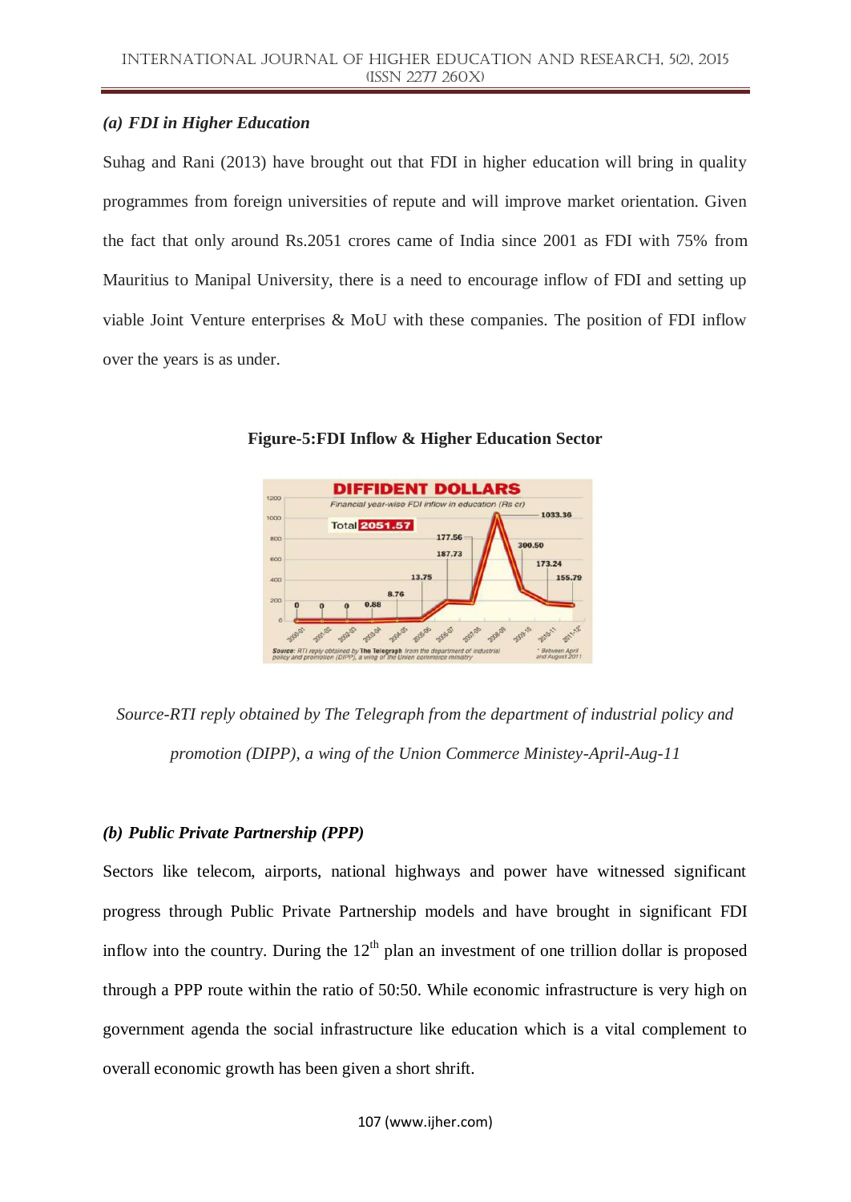### *(a) FDI in Higher Education*

Suhag and Rani (2013) have brought out that FDI in higher education will bring in quality programmes from foreign universities of repute and will improve market orientation. Given the fact that only around Rs.2051 crores came of India since 2001 as FDI with 75% from Mauritius to Manipal University, there is a need to encourage inflow of FDI and setting up viable Joint Venture enterprises & MoU with these companies. The position of FDI inflow over the years is as under.

**Figure-5:FDI Inflow & Higher Education Sector**

*Source-RTI reply obtained by The Telegraph from the department of industrial policy and promotion (DIPP), a wing of the Union Commerce Ministey-April-Aug-11*

### *(b) Public Private Partnership (PPP)*

Sectors like telecom, airports, national highways and power have witnessed significant progress through Public Private Partnership models and have brought in significant FDI inflow into the country. During the 12th plan an investment of one trillion dollar is proposed through a PPP route within the ratio of 50:50. While economic infrastructure is very high on government agenda the social infrastructure like education which is a vital complement to overall economic growth has been given a short shrift.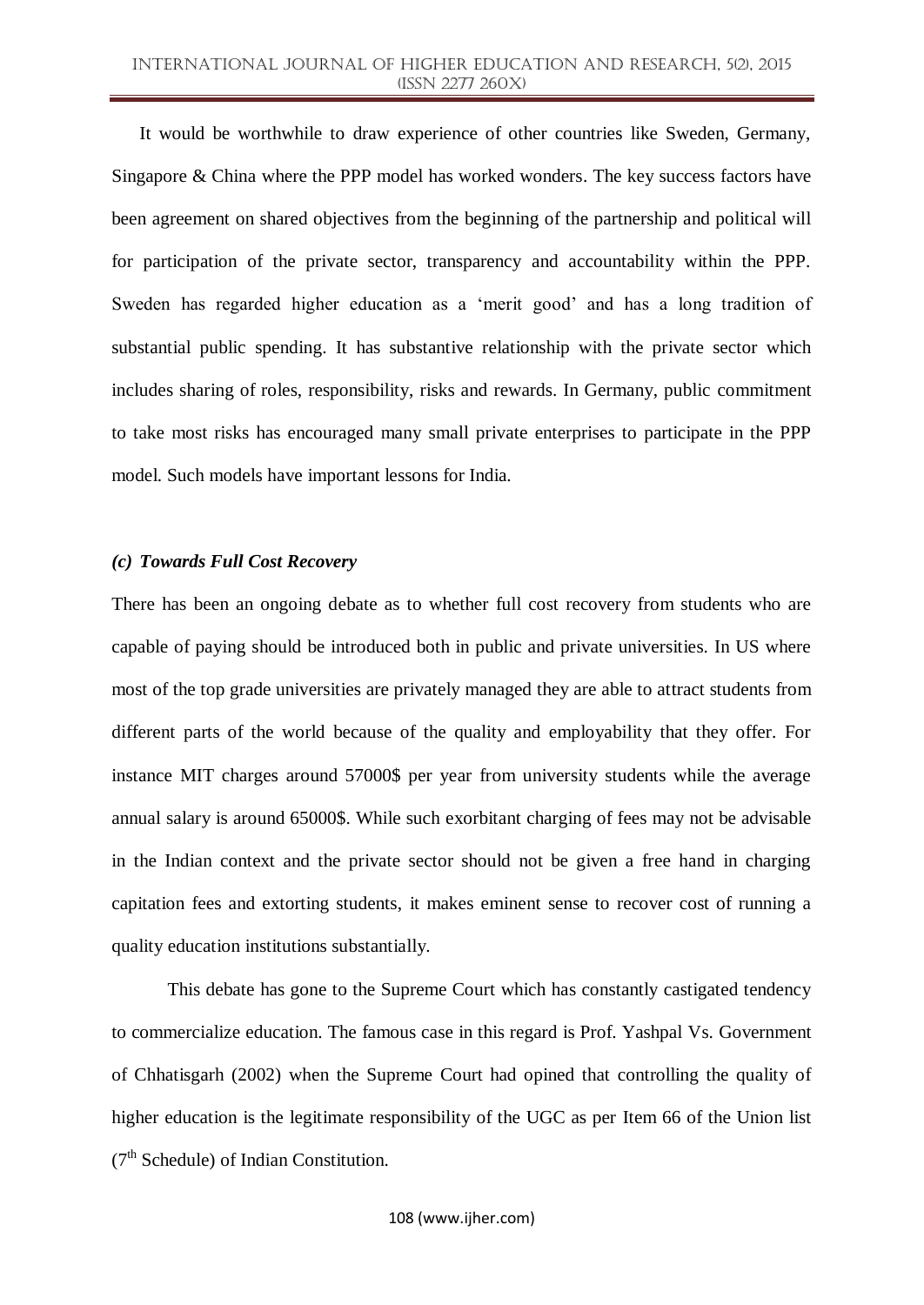It would be worthwhile to draw experience of other countries like Sweden, Germany, Singapore & China where the PPP model has worked wonders. The key success factors have been agreement on shared objectives from the beginning of the partnership and political will for participation of the private sector, transparency and accountability within the PPP. Sweden has regarded higher education as a 'merit good' and has a long tradition of substantial public spending. It has substantive relationship with the private sector which includes sharing of roles, responsibility, risks and rewards. In Germany, public commitment to take most risks has encouraged many small private enterprises to participate in the PPP model. Such models have important lessons for India.

### *(c) Towards Full Cost Recovery*

There has been an ongoing debate as to whether full cost recovery from students who are capable of paying should be introduced both in public and private universities. In US where most of the top grade universities are privately managed they are able to attract students from different parts of the world because of the quality and employability that they offer. For instance MIT charges around 57000$ per year from university students while the average annual salary is around 65000$. While such exorbitant charging of fees may not be advisable in the Indian context and the private sector should not be given a free hand in charging capitation fees and extorting students, it makes eminent sense to recover cost of running a quality education institutions substantially.

This debate has gone to the Supreme Court which has constantly castigated tendency to commercialize education. The famous case in this regard is Prof. Yashpal Vs. Government of Chhatisgarh (2002) when the Supreme Court had opined that controlling the quality of higher education is the legitimate responsibility of the UGC as per Item 66 of the Union list (7th Schedule) of Indian Constitution.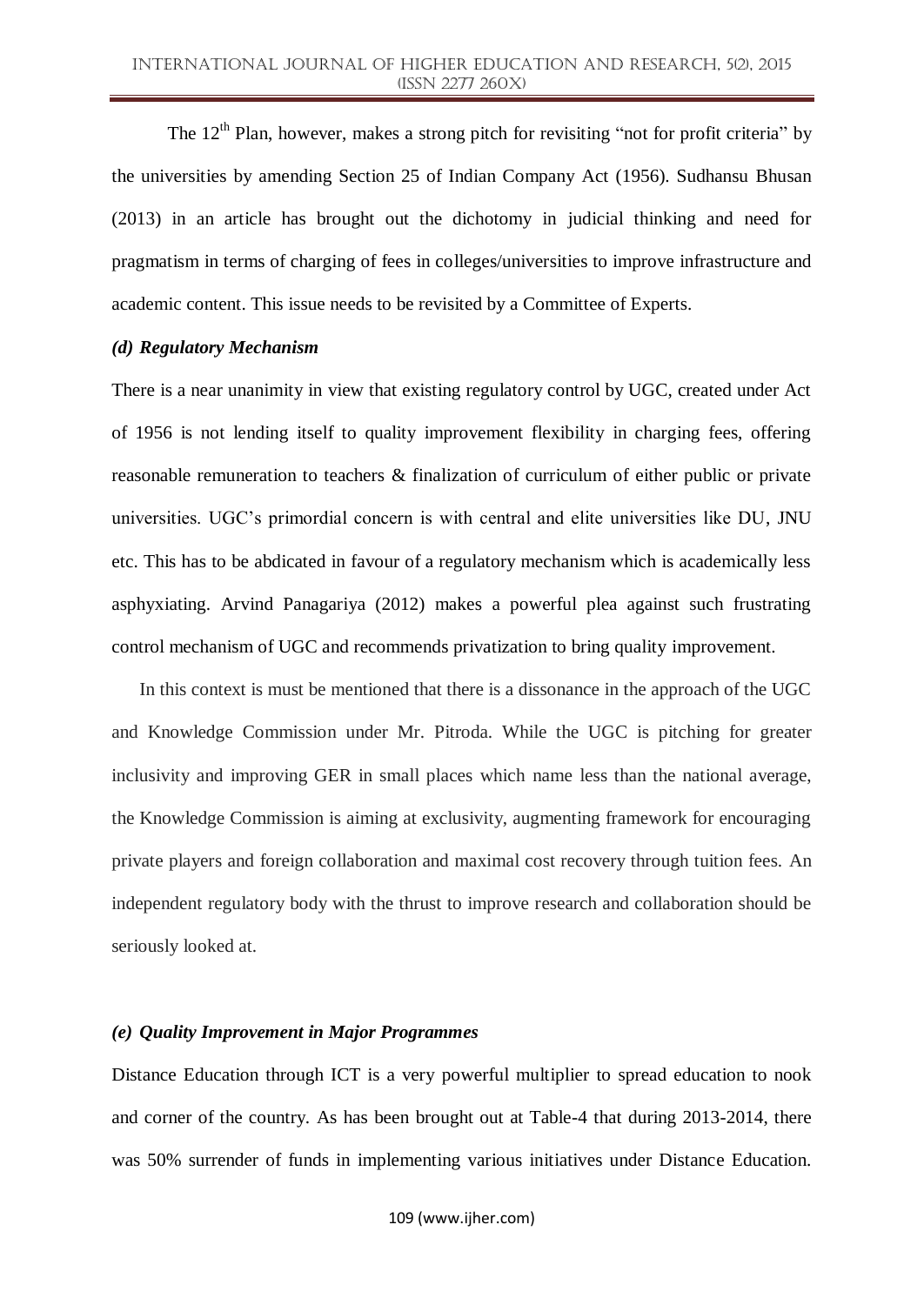The 12th Plan, however, makes a strong pitch for revisiting "not for profit criteria" by the universities by amending Section 25 of Indian Company Act (1956). Sudhansu Bhusan (2013) in an article has brought out the dichotomy in judicial thinking and need for pragmatism in terms of charging of fees in colleges/universities to improve infrastructure and academic content. This issue needs to be revisited by a Committee of Experts.

***(d) Regulatory Mechanism***

There is a near unanimity in view that existing regulatory control by UGC, created under Act of 1956 is not lending itself to quality improvement flexibility in charging fees, offering reasonable remuneration to teachers & finalization of curriculum of either public or private universities. UGC's primordial concern is with central and elite universities like DU, JNU etc. This has to be abdicated in favour of a regulatory mechanism which is academically less asphyxiating. Arvind Panagariya (2012) makes a powerful plea against such frustrating control mechanism of UGC and recommends privatization to bring quality improvement.

In this context is must be mentioned that there is a dissonance in the approach of the UGC and Knowledge Commission under Mr. Pitroda. While the UGC is pitching for greater inclusivity and improving GER in small places which name less than the national average, the Knowledge Commission is aiming at exclusivity, augmenting framework for encouraging private players and foreign collaboration and maximal cost recovery through tuition fees. An independent regulatory body with the thrust to improve research and collaboration should be seriously looked at.

***(e) Quality Improvement in Major Programmes***

Distance Education through ICT is a very powerful multiplier to spread education to nook and corner of the country. As has been brought out at Table-4 that during 2013-2014, there was 50% surrender of funds in implementing various initiatives under Distance Education.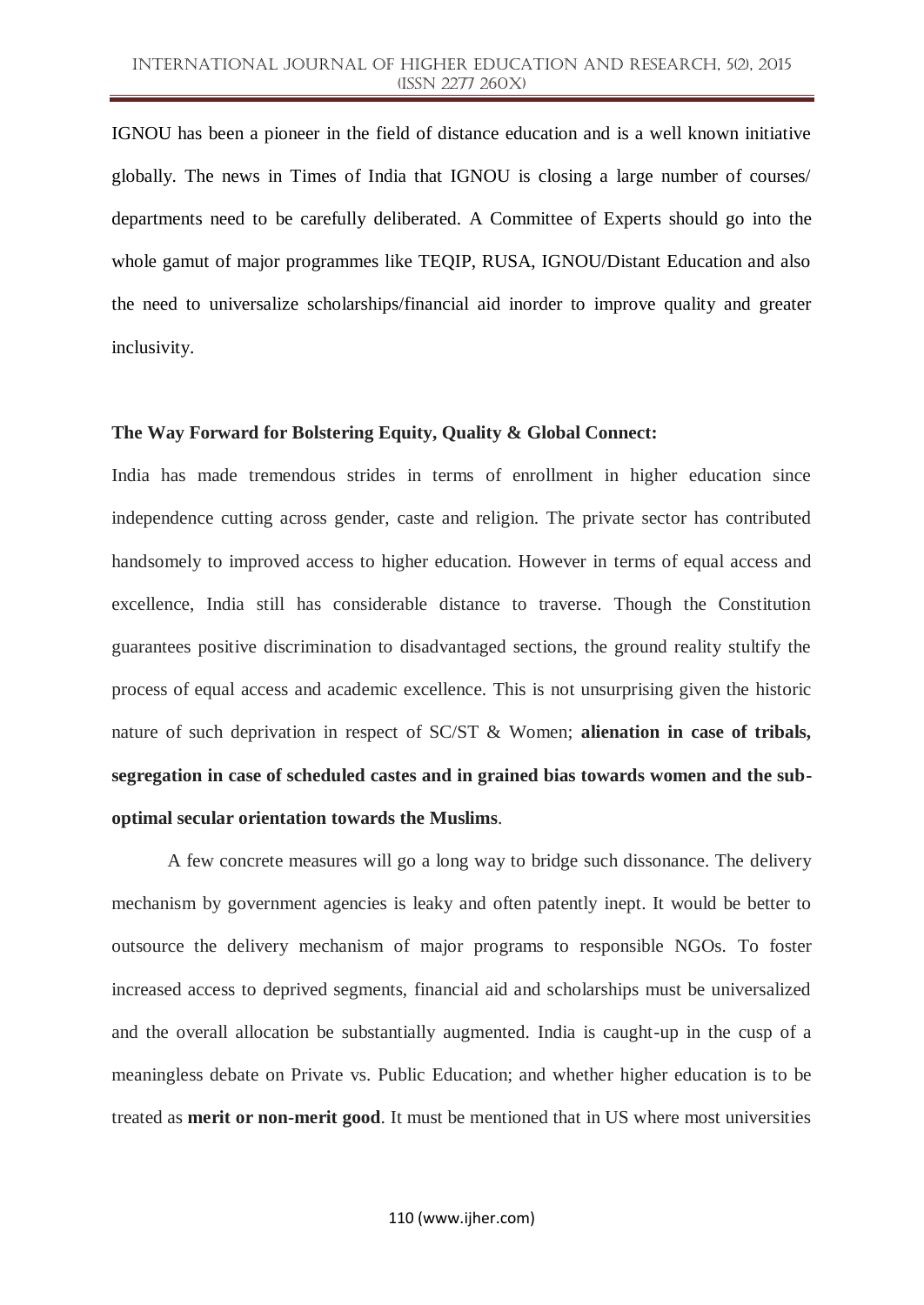IGNOU has been a pioneer in the field of distance education and is a well known initiative globally. The news in Times of India that IGNOU is closing a large number of courses/ departments need to be carefully deliberated. A Committee of Experts should go into the whole gamut of major programmes like TEQIP, RUSA, IGNOU/Distant Education and also the need to universalize scholarships/financial aid inorder to improve quality and greater inclusivity.

**The Way Forward for Bolstering Equity, Quality & Global Connect:**

India has made tremendous strides in terms of enrollment in higher education since independence cutting across gender, caste and religion. The private sector has contributed handsomely to improved access to higher education. However in terms of equal access and excellence, India still has considerable distance to traverse. Though the Constitution guarantees positive discrimination to disadvantaged sections, the ground reality stultify the process of equal access and academic excellence. This is not unsurprising given the historic nature of such deprivation in respect of SC/ST & Women; **alienation in case of tribals, segregation in case of scheduled castes and in grained bias towards women and the sub-optimal secular orientation towards the Muslims**.

A few concrete measures will go a long way to bridge such dissonance. The delivery mechanism by government agencies is leaky and often patently inept. It would be better to outsource the delivery mechanism of major programs to responsible NGOs. To foster increased access to deprived segments, financial aid and scholarships must be universalized and the overall allocation be substantially augmented. India is caught-up in the cusp of a meaningless debate on Private vs. Public Education; and whether higher education is to be treated as **merit or non-merit good**. It must be mentioned that in US where most universities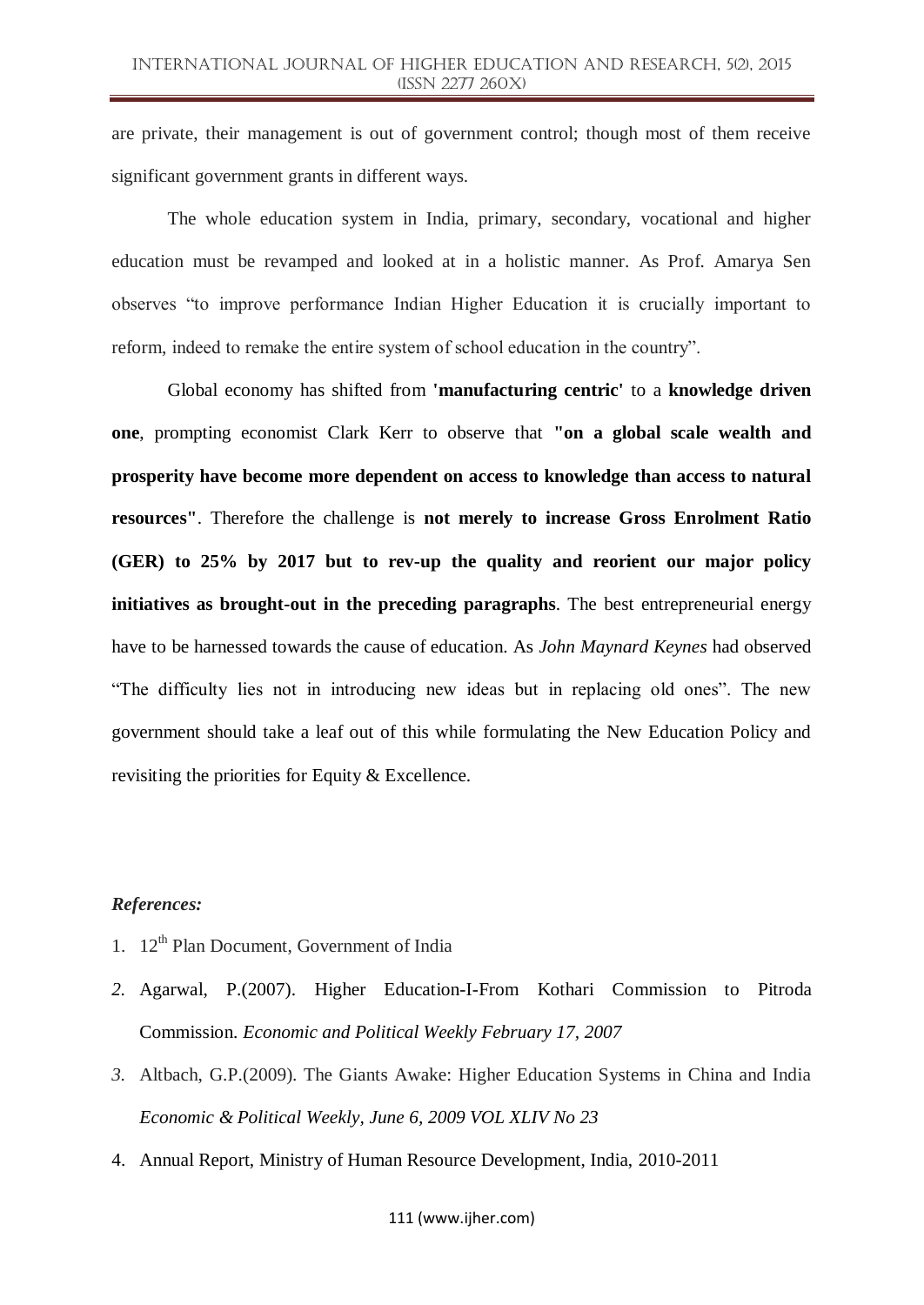are private, their management is out of government control; though most of them receive significant government grants in different ways.

The whole education system in India, primary, secondary, vocational and higher education must be revamped and looked at in a holistic manner. As Prof. Amarya Sen observes "to improve performance Indian Higher Education it is crucially important to reform, indeed to remake the entire system of school education in the country".

Global economy has shifted from **'manufacturing centric'** to a **knowledge driven one**, prompting economist Clark Kerr to observe that **"on a global scale wealth and prosperity have become more dependent on access to knowledge than access to natural resources"**. Therefore the challenge is **not merely to increase Gross Enrolment Ratio (GER) to 25% by 2017 but to rev-up the quality and reorient our major policy initiatives as brought-out in the preceding paragraphs**. The best entrepreneurial energy have to be harnessed towards the cause of education. As *John Maynard Keynes* had observed "The difficulty lies not in introducing new ideas but in replacing old ones". The new government should take a leaf out of this while formulating the New Education Policy and revisiting the priorities for Equity & Excellence.

***References:***

1. 12th Plan Document, Government of India
2. Agarwal, P.(2007). Higher Education-I-From Kothari Commission to Pitroda Commission. *Economic and Political Weekly February 17, 2007*
3. Altbach, G.P.(2009). The Giants Awake: Higher Education Systems in China and India *Economic & Political Weekly, June 6, 2009 VOL XLIV No 23*
4. Annual Report, Ministry of Human Resource Development, India, 2010-2011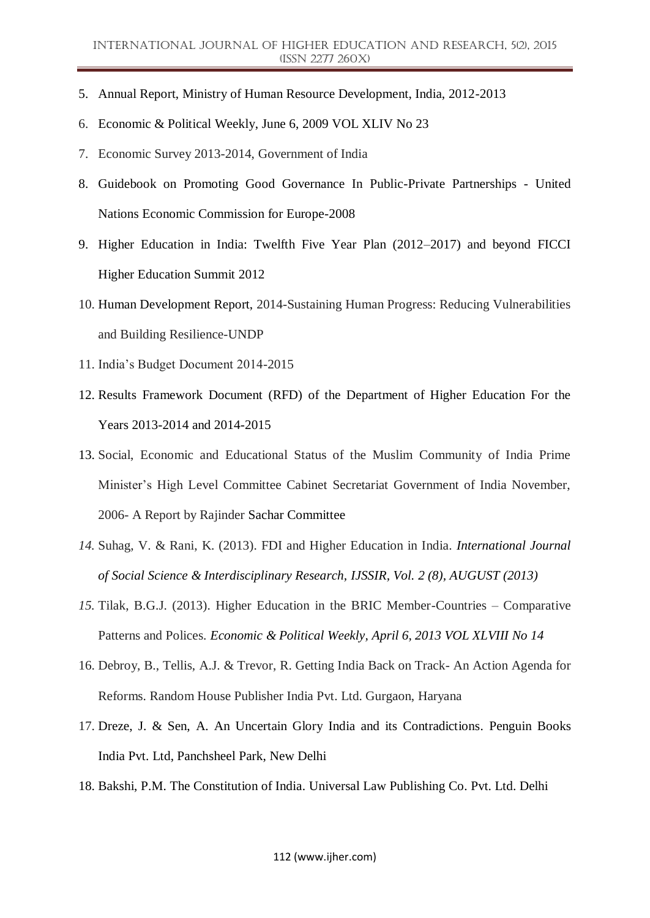5. Annual Report, Ministry of Human Resource Development, India, 2012-2013
6. Economic & Political Weekly, June 6, 2009 VOL XLIV No 23
7. Economic Survey 2013-2014, Government of India
8. Guidebook on Promoting Good Governance In Public-Private Partnerships - United Nations Economic Commission for Europe-2008
9. Higher Education in India: Twelfth Five Year Plan (2012–2017) and beyond FICCI Higher Education Summit 2012
10. Human Development Report, 2014-Sustaining Human Progress: Reducing Vulnerabilities and Building Resilience-UNDP
11. India's Budget Document 2014-2015
12. Results Framework Document (RFD) of the Department of Higher Education For the Years 2013-2014 and 2014-2015
13. Social, Economic and Educational Status of the Muslim Community of India Prime Minister's High Level Committee Cabinet Secretariat Government of India November, 2006- A Report by Rajinder Sachar Committee
14. Suhag, V. & Rani, K. (2013). FDI and Higher Education in India. *International Journal of Social Science & Interdisciplinary Research, IJSSIR, Vol. 2 (8), AUGUST (2013)*
15. Tilak, B.G.J. (2013). Higher Education in the BRIC Member-Countries – Comparative Patterns and Polices. *Economic & Political Weekly, April 6, 2013 VOL XLVIII No 14*
16. Debroy, B., Tellis, A.J. & Trevor, R. Getting India Back on Track- An Action Agenda for Reforms. Random House Publisher India Pvt. Ltd. Gurgaon, Haryana
17. Dreze, J. & Sen, A. An Uncertain Glory India and its Contradictions. Penguin Books India Pvt. Ltd, Panchsheel Park, New Delhi
18. Bakshi, P.M. The Constitution of India. Universal Law Publishing Co. Pvt. Ltd. Delhi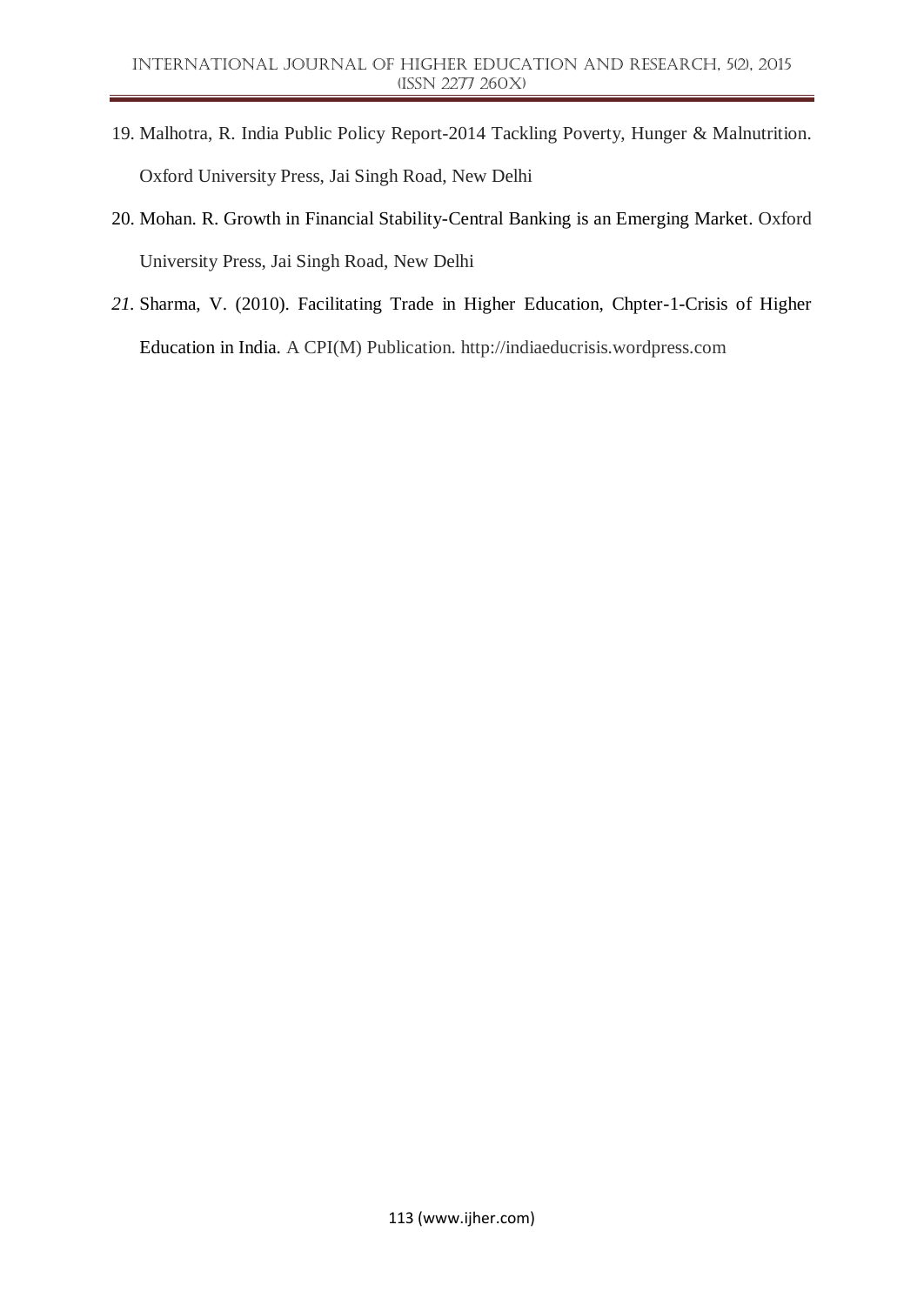19. Malhotra, R. India Public Policy Report-2014 Tackling Poverty, Hunger & Malnutrition. Oxford University Press, Jai Singh Road, New Delhi
20. Mohan. R. Growth in Financial Stability-Central Banking is an Emerging Market. Oxford University Press, Jai Singh Road, New Delhi
21. Sharma, V. (2010). Facilitating Trade in Higher Education, Chpter-1-Crisis of Higher Education in India. A CPI(M) Publication. http://indiaeducrisis.wordpress.com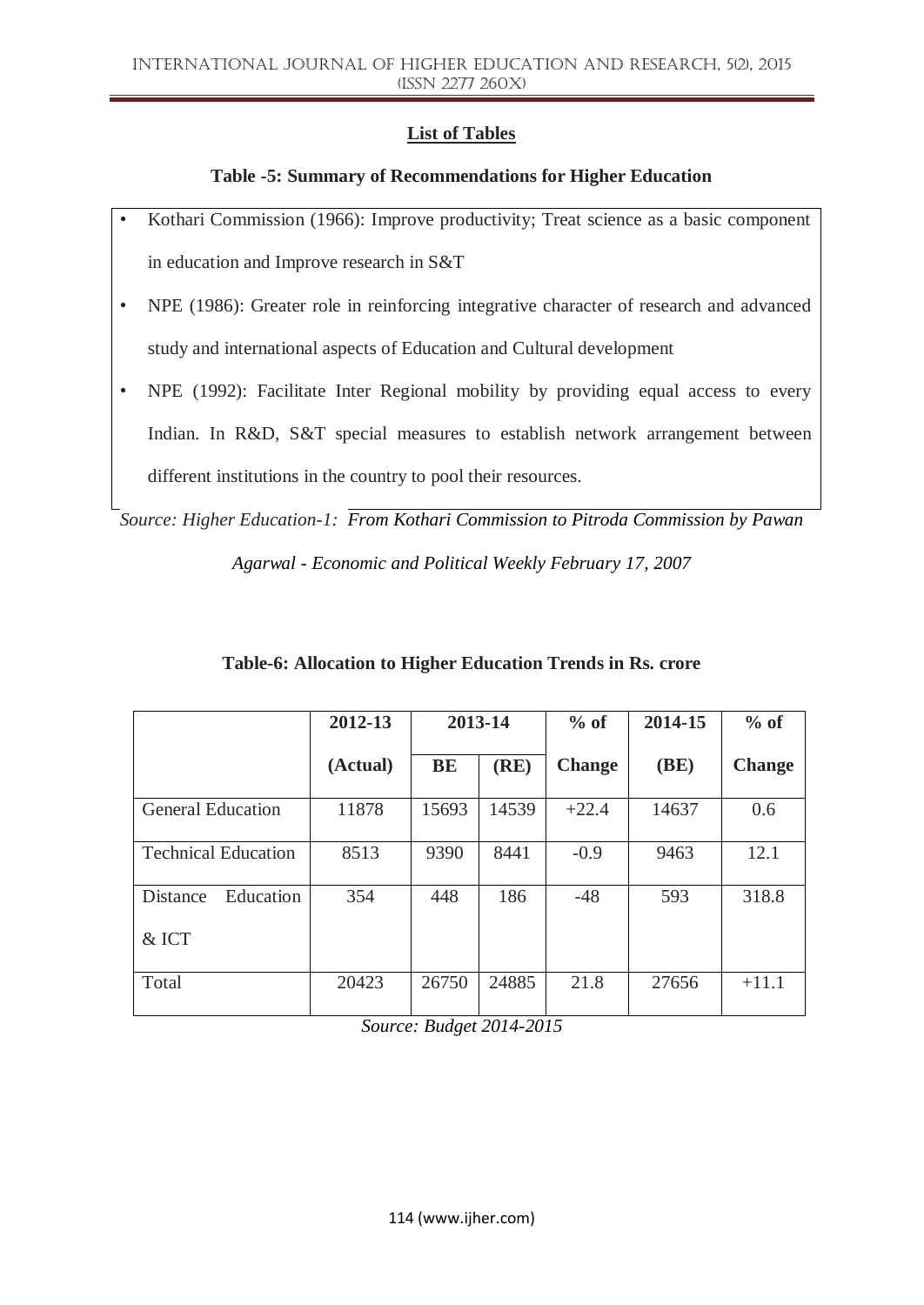## List of Tables

### Table -5: Summary of Recommendations for Higher Education

- Kothari Commission (1966): Improve productivity; Treat science as a basic component in education and Improve research in S&T
- NPE (1986): Greater role in reinforcing integrative character of research and advanced study and international aspects of Education and Cultural development
- NPE (1992): Facilitate Inter Regional mobility by providing equal access to every Indian. In R&D, S&T special measures to establish network arrangement between different institutions in the country to pool their resources.

*Source: Higher Education-1: From Kothari Commission to Pitroda Commission by Pawan Agarwal - Economic and Political Weekly February 17, 2007*

### Table-6: Allocation to Higher Education Trends in Rs. crore

| | 2012-13 | 2013-14 | | % of | 2014-15 | % of |
|---|---|---|---|---|---|---|
| | (Actual) | BE | (RE) | Change | (BE) | Change |
| General Education | 11878 | 15693 | 14539 | +22.4 | 14637 | 0.6 |
| Technical Education | 8513 | 9390 | 8441 | -0.9 | 9463 | 12.1 |
| Distance Education & ICT | 354 | 448 | 186 | -48 | 593 | 318.8 |
| Total | 20423 | 26750 | 24885 | 21.8 | 27656 | +11.1 |

*Source: Budget 2014-2015*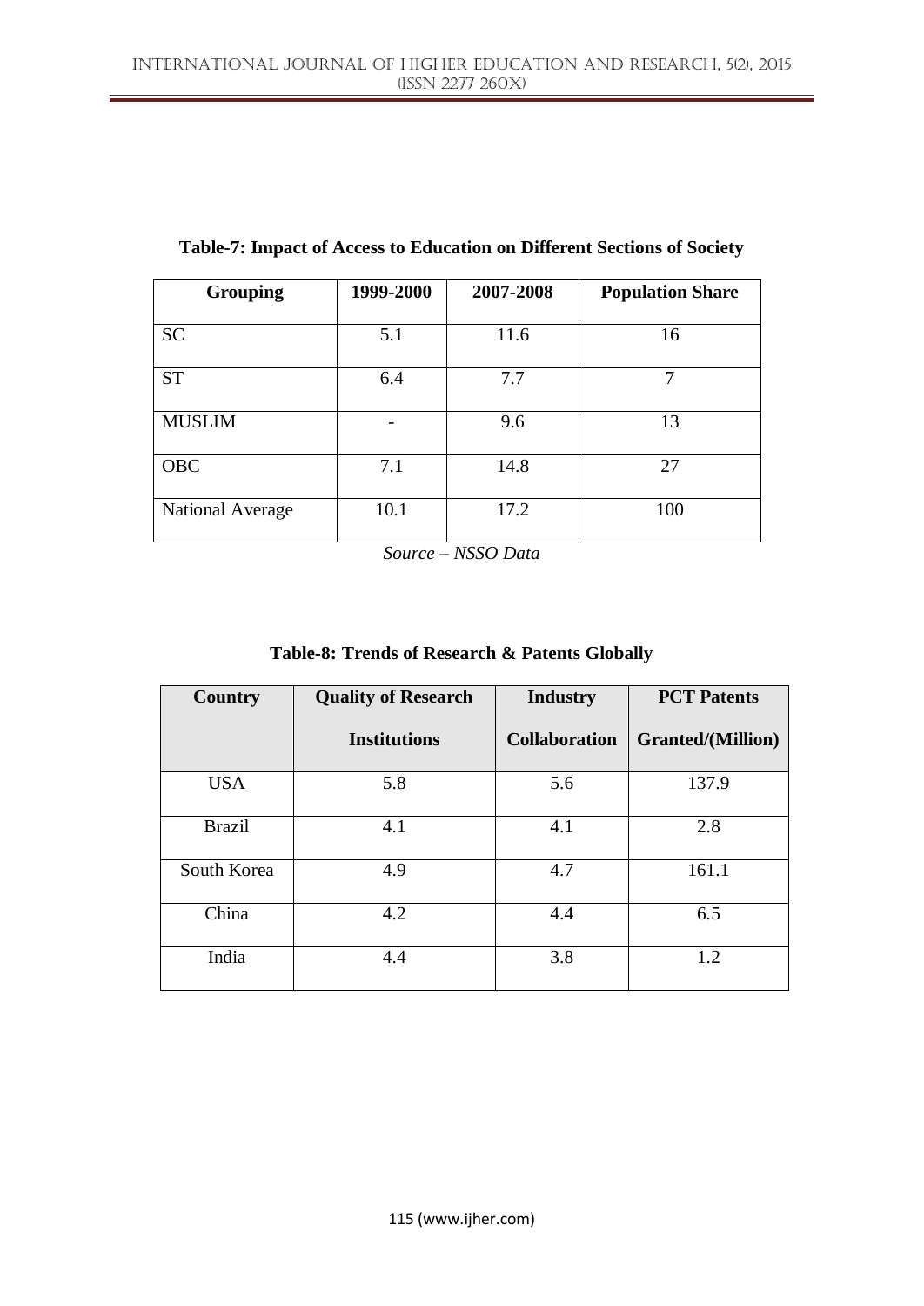**Table-7: Impact of Access to Education on Different Sections of Society**

| Grouping | 1999-2000 | 2007-2008 | Population Share |
|---|---|---|---|
| SC | 5.1 | 11.6 | 16 |
| ST | 6.4 | 7.7 | 7 |
| MUSLIM | - | 9.6 | 13 |
| OBC | 7.1 | 14.8 | 27 |
| National Average | 10.1 | 17.2 | 100 |

*Source – NSSO Data*

**Table-8: Trends of Research & Patents Globally**

| Country | Quality of Research Institutions | Industry Collaboration | PCT Patents Granted/(Million) |
|---|---|---|---|
| USA | 5.8 | 5.6 | 137.9 |
| Brazil | 4.1 | 4.1 | 2.8 |
| South Korea | 4.9 | 4.7 | 161.1 |
| China | 4.2 | 4.4 | 6.5 |
| India | 4.4 | 3.8 | 1.2 |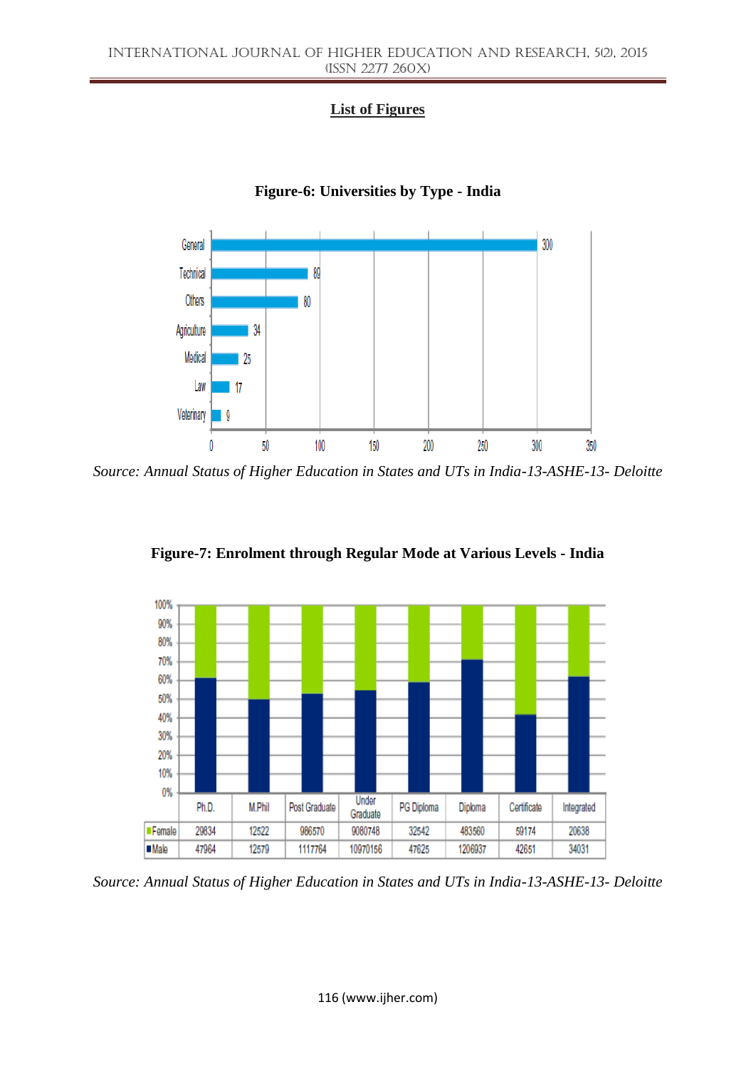**List of Figures**

**Figure-6: Universities by Type - India**

| Type | Number |
|---|---|
| General | 300 |
| Technical | 89 |
| Others | 80 |
| Agriculture | 34 |
| Medical | 25 |
| Law | 17 |
| Veterinary | 9 |

*Source: Annual Status of Higher Education in States and UTs in India-13-ASHE-13- Deloitte*

**Figure-7: Enrolment through Regular Mode at Various Levels - India**

| | Ph.D. | M.Phil | Post Graduate | Under Graduate | PG Diploma | Diploma | Certificate | Integrated |
|---|---|---|---|---|---|---|---|---|
| Female | 29834 | 12522 | 986570 | 9080748 | 32542 | 483560 | 59174 | 20638 |
| Male | 47964 | 12579 | 1117764 | 10970156 | 47625 | 1206937 | 42651 | 34031 |

*Source: Annual Status of Higher Education in States and UTs in India-13-ASHE-13- Deloitte*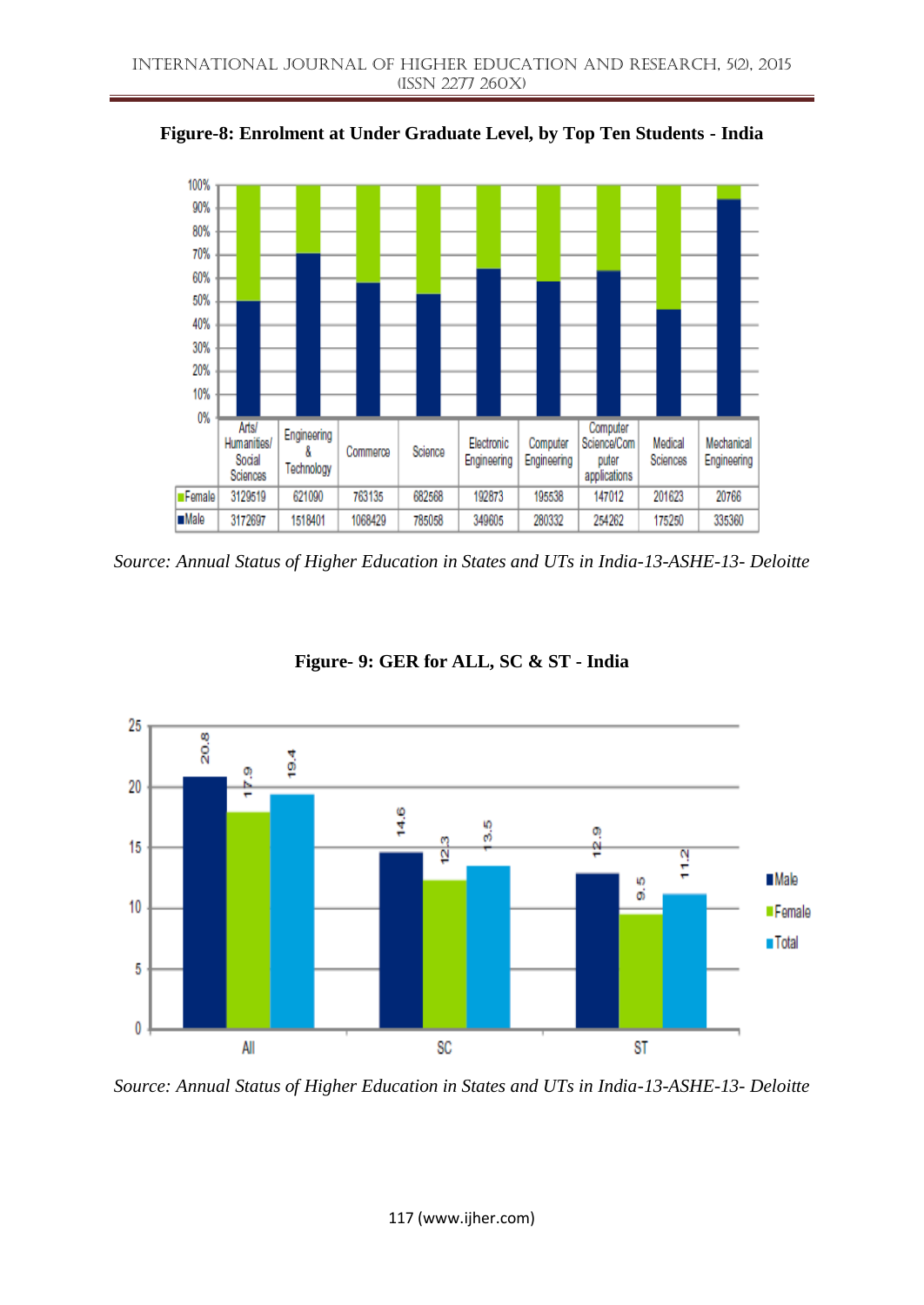**Figure-8: Enrolment at Under Graduate Level, by Top Ten Students - India**

| | Arts/ Humanities/ Social Sciences | Engineering & Technology | Commerce | Science | Electronic Engineering | Computer Engineering | Computer Science/Computer applications | Medical Sciences | Mechanical Engineering |
|---|---|---|---|---|---|---|---|---|---|
| Female | 3129519 | 621090 | 763135 | 682568 | 192873 | 195538 | 147012 | 201623 | 20766 |
| Male | 3172697 | 1518401 | 1068429 | 785058 | 349605 | 280332 | 254262 | 175250 | 335360 |

*Source: Annual Status of Higher Education in States and UTs in India-13-ASHE-13- Deloitte*

**Figure- 9: GER for ALL, SC & ST - India**

| | Male | Female | Total |
|---|---|---|---|
| All | 20.8 | 17.9 | 19.4 |
| SC | 14.6 | 12.3 | 13.5 |
| ST | 12.9 | 9.5 | 11.2 |

*Source: Annual Status of Higher Education in States and UTs in India-13-ASHE-13- Deloitte*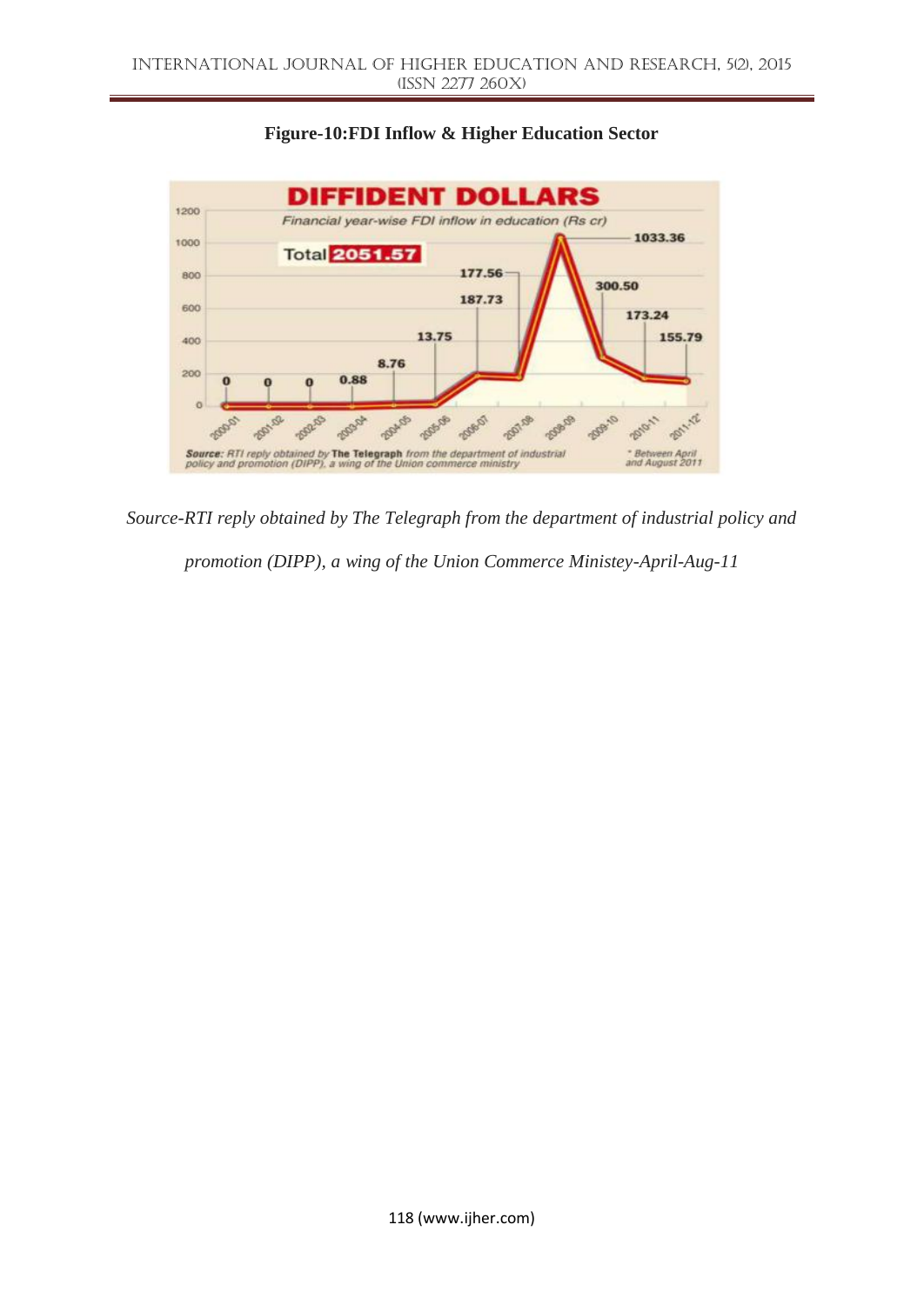**Figure-10:FDI Inflow & Higher Education Sector**

DIFFIDENT DOLLARS

Financial year-wise FDI inflow in education (Rs cr)

Total 2051.57

1200
1000
800
600
400
200
0

0
0
0
0.88
8.76
13.75
187.73
177.56
1033.36
300.50
173.24
155.79

2000-01
2001-02
2002-03
2003-04
2004-05
2005-06
2006-07
2007-08
2008-09
2009-10
2010-11
2011-12*

Source: RTI reply obtained by The Telegraph from the department of industrial policy and promotion (DIPP), a wing of the Union commerce ministry

* Between April and August 2011

*Source-RTI reply obtained by The Telegraph from the department of industrial policy and promotion (DIPP), a wing of the Union Commerce Ministey-April-Aug-11*